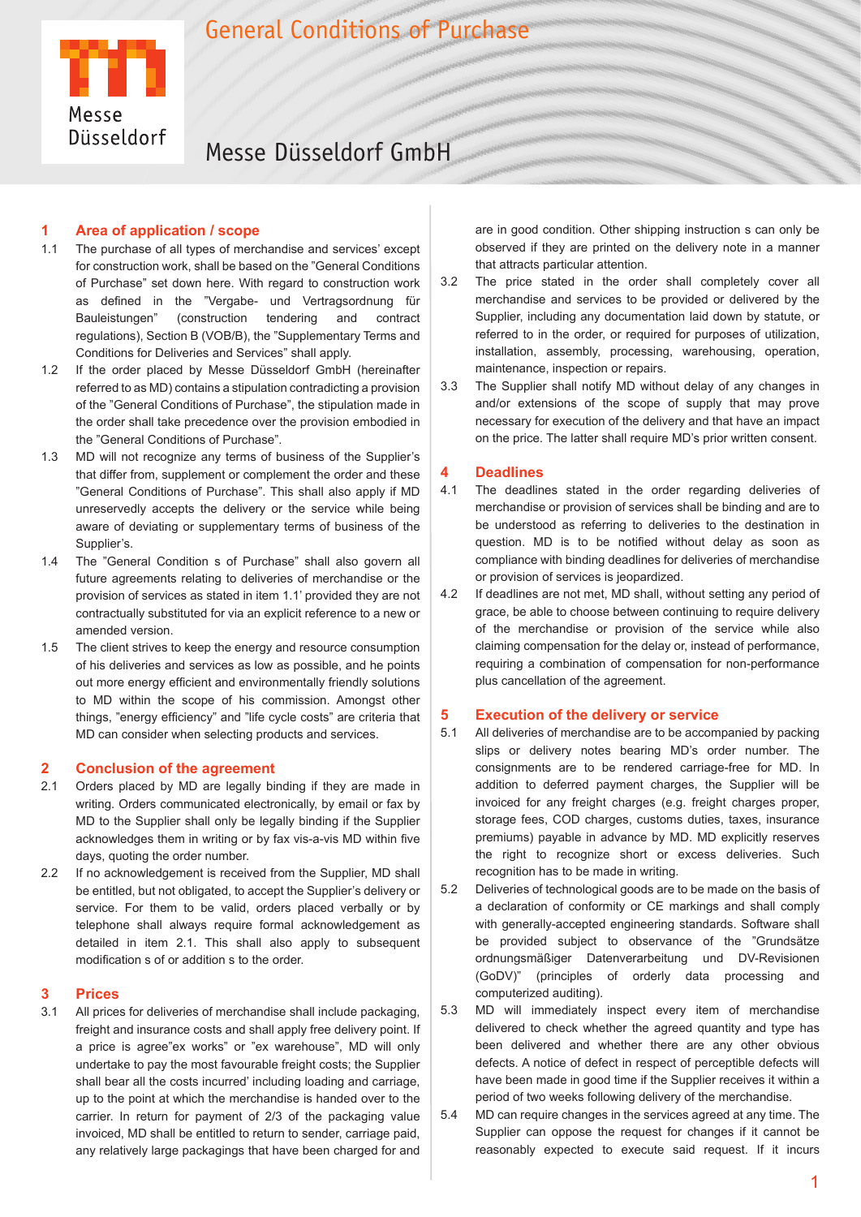# General Conditions of Purchase

## Messe Düsseldorf GmbH

## 1 Area of application / scope

1.1 The purchase of all types of merchandise and services' except for construction work, shall be based on the "General Conditions of Purchase" set down here. With regard to construction work as defined in the "Vergabe- und Vertragsordnung für Bauleistungen" (construction tendering and contract regulations), Section B (VOB/B), the "Supplementary Terms and Conditions for Deliveries and Services" shall apply.

1.2 If the order placed by Messe Düsseldorf GmbH (hereinafter referred to as MD) contains a stipulation contradicting a provision of the "General Conditions of Purchase", the stipulation made in the order shall take precedence over the provision embodied in the "General Conditions of Purchase".

1.3 MD will not recognize any terms of business of the Supplier's that differ from, supplement or complement the order and these "General Conditions of Purchase". This shall also apply if MD unreservedly accepts the delivery or the service while being aware of deviating or supplementary terms of business of the Supplier's.

1.4 The "General Condition s of Purchase" shall also govern all future agreements relating to deliveries of merchandise or the provision of services as stated in item 1.1' provided they are not contractually substituted for via an explicit reference to a new or amended version.

1.5 The client strives to keep the energy and resource consumption of his deliveries and services as low as possible, and he points out more energy efficient and environmentally friendly solutions to MD within the scope of his commission. Amongst other things, "energy efficiency" and "life cycle costs" are criteria that MD can consider when selecting products and services.

## 2 Conclusion of the agreement

2.1 Orders placed by MD are legally binding if they are made in writing. Orders communicated electronically, by email or fax by MD to the Supplier shall only be legally binding if the Supplier acknowledges them in writing or by fax vis-a-vis MD within five days, quoting the order number.

2.2 If no acknowledgement is received from the Supplier, MD shall be entitled, but not obligated, to accept the Supplier's delivery or service. For them to be valid, orders placed verbally or by telephone shall always require formal acknowledgement as detailed in item 2.1. This shall also apply to subsequent modification s of or addition s to the order.

## 3 Prices

3.1 All prices for deliveries of merchandise shall include packaging, freight and insurance costs and shall apply free delivery point. If a price is agree"ex works" or "ex warehouse", MD will only undertake to pay the most favourable freight costs; the Supplier shall bear all the costs incurred' including loading and carriage, up to the point at which the merchandise is handed over to the carrier. In return for payment of 2/3 of the packaging value invoiced, MD shall be entitled to return to sender, carriage paid, any relatively large packagings that have been charged for and are in good condition. Other shipping instruction s can only be observed if they are printed on the delivery note in a manner that attracts particular attention.

3.2 The price stated in the order shall completely cover all merchandise and services to be provided or delivered by the Supplier, including any documentation laid down by statute, or referred to in the order, or required for purposes of utilization, installation, assembly, processing, warehousing, operation, maintenance, inspection or repairs.

3.3 The Supplier shall notify MD without delay of any changes in and/or extensions of the scope of supply that may prove necessary for execution of the delivery and that have an impact on the price. The latter shall require MD's prior written consent.

## 4 Deadlines

4.1 The deadlines stated in the order regarding deliveries of merchandise or provision of services shall be binding and are to be understood as referring to deliveries to the destination in question. MD is to be notified without delay as soon as compliance with binding deadlines for deliveries of merchandise or provision of services is jeopardized.

4.2 If deadlines are not met, MD shall, without setting any period of grace, be able to choose between continuing to require delivery of the merchandise or provision of the service while also claiming compensation for the delay or, instead of performance, requiring a combination of compensation for non-performance plus cancellation of the agreement.

## 5 Execution of the delivery or service

5.1 All deliveries of merchandise are to be accompanied by packing slips or delivery notes bearing MD's order number. The consignments are to be rendered carriage-free for MD. In addition to deferred payment charges, the Supplier will be invoiced for any freight charges (e.g. freight charges proper, storage fees, COD charges, customs duties, taxes, insurance premiums) payable in advance by MD. MD explicitly reserves the right to recognize short or excess deliveries. Such recognition has to be made in writing.

5.2 Deliveries of technological goods are to be made on the basis of a declaration of conformity or CE markings and shall comply with generally-accepted engineering standards. Software shall be provided subject to observance of the "Grundsätze ordnungsmäßiger Datenverarbeitung und DV-Revisionen (GoDV)" (principles of orderly data processing and computerized auditing).

5.3 MD will immediately inspect every item of merchandise delivered to check whether the agreed quantity and type has been delivered and whether there are any other obvious defects. A notice of defect in respect of perceptible defects will have been made in good time if the Supplier receives it within a period of two weeks following delivery of the merchandise.

5.4 MD can require changes in the services agreed at any time. The Supplier can oppose the request for changes if it cannot be reasonably expected to execute said request. If it incurs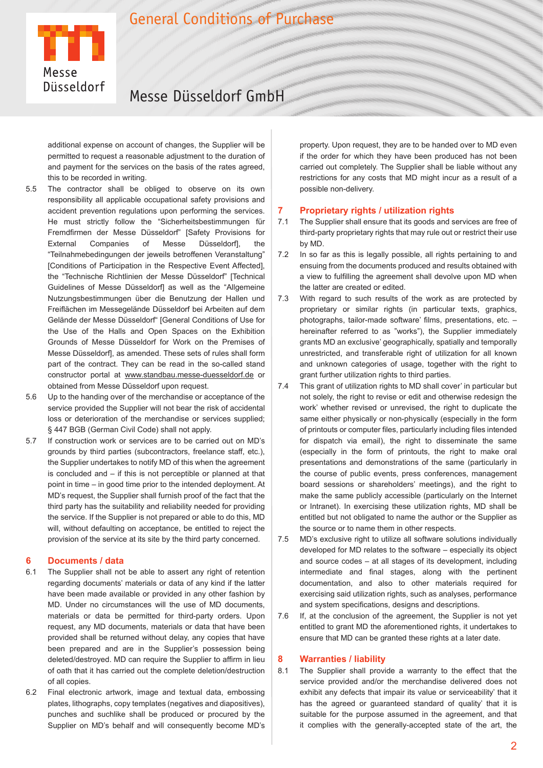additional expense on account of changes, the Supplier will be permitted to request a reasonable adjustment to the duration of and payment for the services on the basis of the rates agreed, this to be recorded in writing.

5.5 The contractor shall be obliged to observe on its own responsibility all applicable occupational safety provisions and accident prevention regulations upon performing the services. He must strictly follow the "Sicherheitsbestimmungen für Fremdfirmen der Messe Düsseldorf" [Safety Provisions for External Companies of Messe Düsseldorf], the "Teilnahmebedingungen der jeweils betroffenen Veranstaltung" [Conditions of Participation in the Respective Event Affected], the "Technische Richtlinien der Messe Düsseldorf" [Technical Guidelines of Messe Düsseldorf] as well as the "Allgemeine Nutzungsbestimmungen über die Benutzung der Hallen und Freiflächen im Messegelände Düsseldorf bei Arbeiten auf dem Gelände der Messe Düsseldorf" [General Conditions of Use for the Use of the Halls and Open Spaces on the Exhibition Grounds of Messe Düsseldorf for Work on the Premises of Messe Düsseldorf], as amended. These sets of rules shall form part of the contract. They can be read in the so-called stand constructor portal at www.standbau.messe-duesseldorf.de or obtained from Messe Düsseldorf upon request.

5.6 Up to the handing over of the merchandise or acceptance of the service provided the Supplier will not bear the risk of accidental loss or deterioration of the merchandise or services supplied; § 447 BGB (German Civil Code) shall not apply.

5.7 If construction work or services are to be carried out on MD's grounds by third parties (subcontractors, freelance staff, etc.), the Supplier undertakes to notify MD of this when the agreement is concluded and – if this is not perceptible or planned at that point in time – in good time prior to the intended deployment. At MD's request, the Supplier shall furnish proof of the fact that the third party has the suitability and reliability needed for providing the service. If the Supplier is not prepared or able to do this, MD will, without defaulting on acceptance, be entitled to reject the provision of the service at its site by the third party concerned.

## 6 Documents / data

6.1 The Supplier shall not be able to assert any right of retention regarding documents' materials or data of any kind if the latter have been made available or provided in any other fashion by MD. Under no circumstances will the use of MD documents, materials or data be permitted for third-party orders. Upon request, any MD documents, materials or data that have been provided shall be returned without delay, any copies that have been prepared and are in the Supplier's possession being deleted/destroyed. MD can require the Supplier to affirm in lieu of oath that it has carried out the complete deletion/destruction of all copies.

6.2 Final electronic artwork, image and textual data, embossing plates, lithographs, copy templates (negatives and diapositives), punches and suchlike shall be produced or procured by the Supplier on MD's behalf and will consequently become MD's property. Upon request, they are to be handed over to MD even if the order for which they have been produced has not been carried out completely. The Supplier shall be liable without any restrictions for any costs that MD might incur as a result of a possible non-delivery.

## 7 Proprietary rights / utilization rights

7.1 The Supplier shall ensure that its goods and services are free of third-party proprietary rights that may rule out or restrict their use by MD.

7.2 In so far as this is legally possible, all rights pertaining to and ensuing from the documents produced and results obtained with a view to fulfilling the agreement shall devolve upon MD when the latter are created or edited.

7.3 With regard to such results of the work as are protected by proprietary or similar rights (in particular texts, graphics, photographs, tailor-made software' films, presentations, etc. – hereinafter referred to as "works"), the Supplier immediately grants MD an exclusive' geographically, spatially and temporally unrestricted, and transferable right of utilization for all known and unknown categories of usage, together with the right to grant further utilization rights to third parties.

7.4 This grant of utilization rights to MD shall cover' in particular but not solely, the right to revise or edit and otherwise redesign the work' whether revised or unrevised, the right to duplicate the same either physically or non-physically (especially in the form of printouts or computer files, particularly including files intended for dispatch via email), the right to disseminate the same (especially in the form of printouts, the right to make oral presentations and demonstrations of the same (particularly in the course of public events, press conferences, management board sessions or shareholders' meetings), and the right to make the same publicly accessible (particularly on the Internet or Intranet). In exercising these utilization rights, MD shall be entitled but not obligated to name the author or the Supplier as the source or to name them in other respects.

7.5 MD's exclusive right to utilize all software solutions individually developed for MD relates to the software – especially its object and source codes – at all stages of its development, including intermediate and final stages, along with the pertinent documentation, and also to other materials required for exercising said utilization rights, such as analyses, performance and system specifications, designs and descriptions.

7.6 If, at the conclusion of the agreement, the Supplier is not yet entitled to grant MD the aforementioned rights, it undertakes to ensure that MD can be granted these rights at a later date.

## 8 Warranties / liability

8.1 The Supplier shall provide a warranty to the effect that the service provided and/or the merchandise delivered does not exhibit any defects that impair its value or serviceability' that it has the agreed or guaranteed standard of quality' that it is suitable for the purpose assumed in the agreement, and that it complies with the generally-accepted state of the art, the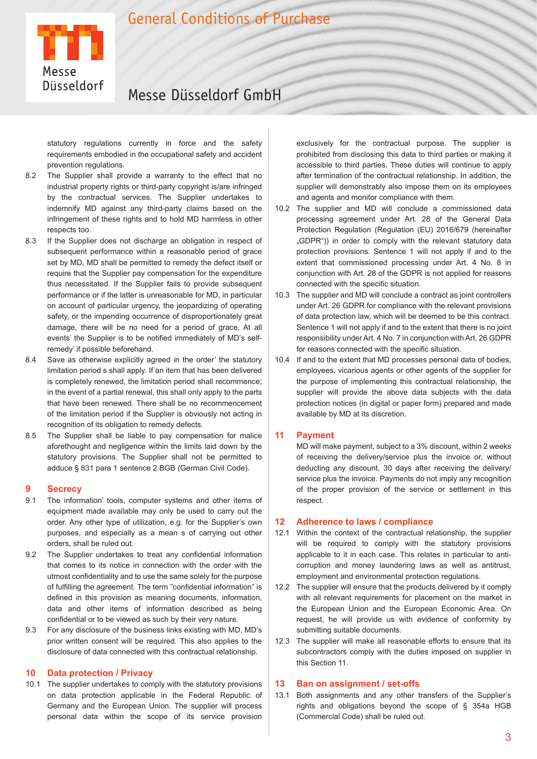statutory regulations currently in force and the safety requirements embodied in the occupational safety and accident prevention regulations.

8.2 The Supplier shall provide a warranty to the effect that no industrial property rights or third-party copyright is/are infringed by the contractual services. The Supplier undertakes to indemnify MD against any third-party claims based on the infringement of these rights and to hold MD harmless in other respects too.

8.3 If the Supplier does not discharge an obligation in respect of subsequent performance within a reasonable period of grace set by MD, MD shall be permitted to remedy the defect itself or require that the Supplier pay compensation for the expenditure thus necessitated. If the Supplier fails to provide subsequent performance or if the latter is unreasonable for MD, in particular on account of particular urgency, the jeopardizing of operating safety, or the impending occurrence of disproportionately great damage, there will be no need for a period of grace. At all events' the Supplier is to be notified immediately of MD's self-remedy' if possible beforehand.

8.4 Save as otherwise explicitly agreed in the order' the statutory limitation period s shall apply. If an item that has been delivered is completely renewed, the limitation period shall recommence; in the event of a partial renewal, this shall only apply to the parts that have been renewed. There shall be no recommencement of the limitation period if the Supplier is obviously not acting in recognition of its obligation to remedy defects.

8.5 The Supplier shall be liable to pay compensation for malice aforethought and negligence within the limits laid down by the statutory provisions. The Supplier shall not be permitted to adduce § 831 para 1 sentence 2 BGB (German Civil Code).

## 9 Secrecy

9.1 The information' tools, computer systems and other items of equipment made available may only be used to carry out the order. Any other type of utilization, e.g. for the Supplier's own purposes, and especially as a mean s of carrying out other orders, shall be ruled out.

9.2 The Supplier undertakes to treat any confidential information that comes to its notice in connection with the order with the utmost confidentiality and to use the same solely for the purpose of fulfilling the agreement. The term "confidential information" is defined in this provision as meaning documents, information, data and other items of information described as being confidential or to be viewed as such by their very nature.

9.3 For any disclosure of the business links existing with MD, MD's prior written consent will be required. This also applies to the disclosure of data connected with this contractual relationship.

## 10 Data protection / Privacy

10.1 The supplier undertakes to comply with the statutory provisions on data protection applicable in the Federal Republic of Germany and the European Union. The supplier will process personal data within the scope of its service provision exclusively for the contractual purpose. The supplier is prohibited from disclosing this data to third parties or making it accessible to third parties. These duties will continue to apply after termination of the contractual relationship. In addition, the supplier will demonstrably also impose them on its employees and agents and monitor compliance with them.

10.2 The supplier and MD will conclude a commissioned data processing agreement under Art. 28 of the General Data Protection Regulation (Regulation (EU) 2016/679 (hereinafter „GDPR")) in order to comply with the relevant statutory data protection provisions. Sentence 1 will not apply if and to the extent that commissioned processing under Art. 4 No. 8 in conjunction with Art. 28 of the GDPR is not applied for reasons connected with the specific situation.

10.3 The supplier and MD will conclude a contract as joint controllers under Art. 26 GDPR for compliance with the relevant provisions of data protection law, which will be deemed to be this contract. Sentence 1 will not apply if and to the extent that there is no joint responsibility under Art. 4 No. 7 in conjunction with Art. 26 GDPR for reasons connected with the specific situation.

10.4 If and to the extent that MD processes personal data of bodies, employees, vicarious agents or other agents of the supplier for the purpose of implementing this contractual relationship, the supplier will provide the above data subjects with the data protection notices (in digital or paper form) prepared and made available by MD at its discretion.

## 11 Payment

MD will make payment, subject to a 3% discount, within 2 weeks of receiving the delivery/service plus the invoice or, without deducting any discount, 30 days after receiving the delivery/service plus the invoice. Payments do not imply any recognition of the proper provision of the service or settlement in this respect.

## 12 Adherence to laws / compliance

12.1 Within the context of the contractual relationship, the supplier will be required to comply with the statutory provisions applicable to it in each case. This relates in particular to anti-corruption and money laundering laws as well as antitrust, employment and environmental protection regulations.

12.2 The supplier will ensure that the products delivered by it comply with all relevant requirements for placement on the market in the European Union and the European Economic Area. On request, he will provide us with evidence of conformity by submitting suitable documents.

12.3 The supplier will make all reasonable efforts to ensure that its subcontractors comply with the duties imposed on supplier in this Section 11.

## 13 Ban on assignment / set-offs

13.1 Both assignments and any other transfers of the Supplier's rights and obligations beyond the scope of § 354a HGB (Commercial Code) shall be ruled out.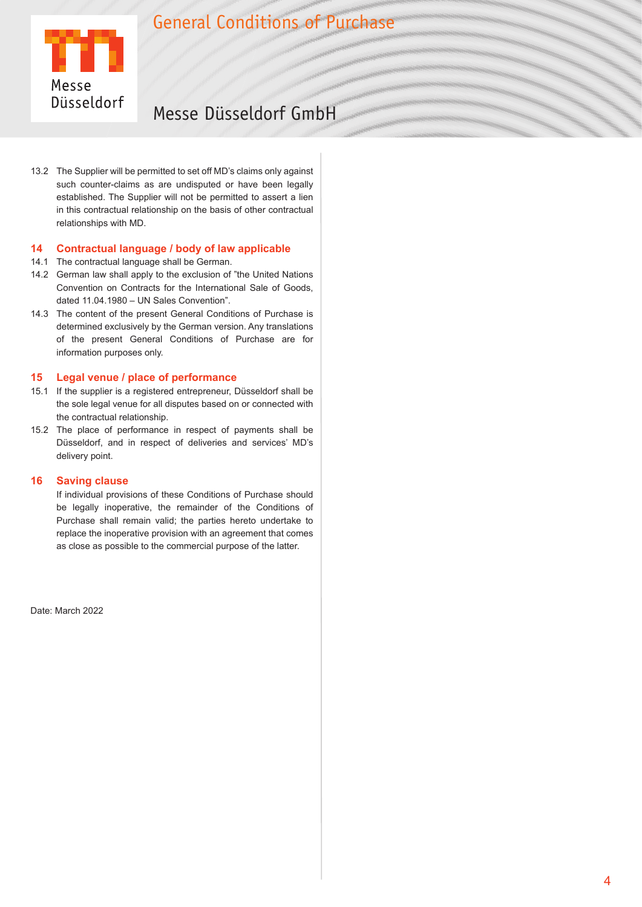13.2 The Supplier will be permitted to set off MD's claims only against such counter-claims as are undisputed or have been legally established. The Supplier will not be permitted to assert a lien in this contractual relationship on the basis of other contractual relationships with MD.

## 14 Contractual language / body of law applicable

14.1 The contractual language shall be German.

14.2 German law shall apply to the exclusion of "the United Nations Convention on Contracts for the International Sale of Goods, dated 11.04.1980 – UN Sales Convention".

14.3 The content of the present General Conditions of Purchase is determined exclusively by the German version. Any translations of the present General Conditions of Purchase are for information purposes only.

## 15 Legal venue / place of performance

15.1 If the supplier is a registered entrepreneur, Düsseldorf shall be the sole legal venue for all disputes based on or connected with the contractual relationship.

15.2 The place of performance in respect of payments shall be Düsseldorf, and in respect of deliveries and services' MD's delivery point.

## 16 Saving clause

If individual provisions of these Conditions of Purchase should be legally inoperative, the remainder of the Conditions of Purchase shall remain valid; the parties hereto undertake to replace the inoperative provision with an agreement that comes as close as possible to the commercial purpose of the latter.

Date: March 2022